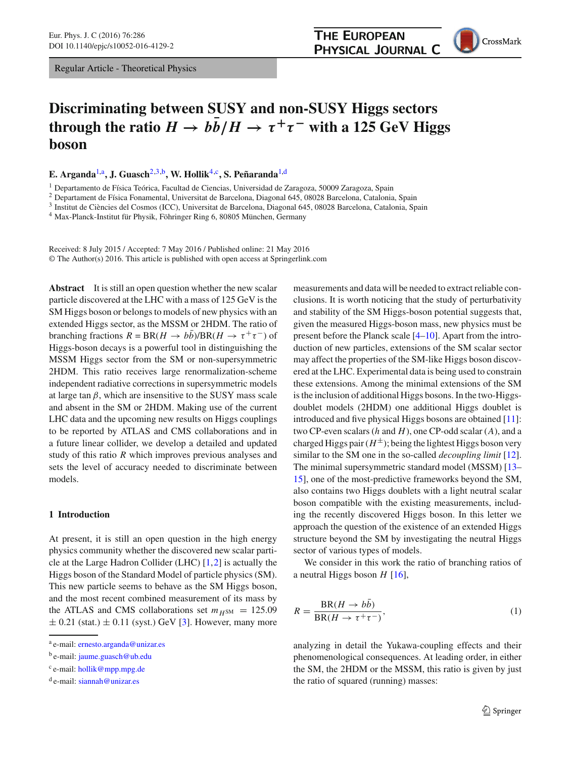Regular Article - Theoretical Physics

# Discriminating between SUSY and non-SUSY Higgs sectors through the ratio $H \to b\bar{b}/H \to \tau^+\tau^-$ with a 125 GeV Higgs boson

**E. Arganda**[1,a], **J. Guasch**[2,3,b], **W. Hollik**[4,c], **S. Peñaranda**[1,d]

[1] Departamento de Física Teórica, Facultad de Ciencias, Universidad de Zaragoza, 50009 Zaragoza, Spain
[2] Departament de Física Fonamental, Universitat de Barcelona, Diagonal 645, 08028 Barcelona, Catalonia, Spain
[3] Institut de Ciències del Cosmos (ICC), Universitat de Barcelona, Diagonal 645, 08028 Barcelona, Catalonia, Spain
[4] Max-Planck-Institut für Physik, Föhringer Ring 6, 80805 München, Germany

Received: 8 July 2015 / Accepted: 7 May 2016 / Published online: 21 May 2016
© The Author(s) 2016. This article is published with open access at Springerlink.com

**Abstract** It is still an open question whether the new scalar particle discovered at the LHC with a mass of 125 GeV is the SM Higgs boson or belongs to models of new physics with an extended Higgs sector, as the MSSM or 2HDM. The ratio of branching fractions $R = \text{BR}(H \to b\bar{b})/\text{BR}(H \to \tau^+\tau^-)$ of Higgs-boson decays is a powerful tool in distinguishing the MSSM Higgs sector from the SM or non-supersymmetric 2HDM. This ratio receives large renormalization-scheme independent radiative corrections in supersymmetric models at large $\tan\beta$, which are insensitive to the SUSY mass scale and absent in the SM or 2HDM. Making use of the current LHC data and the upcoming new results on Higgs couplings to be reported by ATLAS and CMS collaborations and in a future linear collider, we develop a detailed and updated study of this ratio $R$ which improves previous analyses and sets the level of accuracy needed to discriminate between models.

## 1 Introduction

At present, it is still an open question in the high energy physics community whether the discovered new scalar particle at the Large Hadron Collider (LHC) [1,2] is actually the Higgs boson of the Standard Model of particle physics (SM). This new particle seems to behave as the SM Higgs boson, and the most recent combined measurement of its mass by the ATLAS and CMS collaborations set $m_{H^{\text{SM}}} = 125.09 \pm 0.21$ (stat.) $\pm$ 0.11 (syst.) GeV [3]. However, many more measurements and data will be needed to extract reliable conclusions. It is worth noticing that the study of perturbativity and stability of the SM Higgs-boson potential suggests that, given the measured Higgs-boson mass, new physics must be present before the Planck scale [4–10]. Apart from the introduction of new particles, extensions of the SM scalar sector may affect the properties of the SM-like Higgs boson discovered at the LHC. Experimental data is being used to constrain these extensions. Among the minimal extensions of the SM is the inclusion of additional Higgs bosons. In the two-Higgs-doublet models (2HDM) one additional Higgs doublet is introduced and five physical Higgs bosons are obtained [11]: two CP-even scalars ($h$ and $H$), one CP-odd scalar ($A$), and a charged Higgs pair ($H^\pm$); being the lightest Higgs boson very similar to the SM one in the so-called *decoupling limit* [12]. The minimal supersymmetric standard model (MSSM) [13–15], one of the most-predictive frameworks beyond the SM, also contains two Higgs doublets with a light neutral scalar boson compatible with the existing measurements, including the recently discovered Higgs boson. In this letter we approach the question of the existence of an extended Higgs structure beyond the SM by investigating the neutral Higgs sector of various types of models.

We consider in this work the ratio of branching ratios of a neutral Higgs boson $H$ [16],

$$R = \frac{\text{BR}(H \to b\bar{b})}{\text{BR}(H \to \tau^+\tau^-)}, \tag{1}$$

analyzing in detail the Yukawa-coupling effects and their phenomenological consequences. At leading order, in either the SM, the 2HDM or the MSSM, this ratio is given by just the ratio of squared (running) masses:

[a] e-mail: ernesto.arganda@unizar.es
[b] e-mail: jaume.guasch@ub.edu
[c] e-mail: hollik@mpp.mpg.de
[d] e-mail: siannah@unizar.es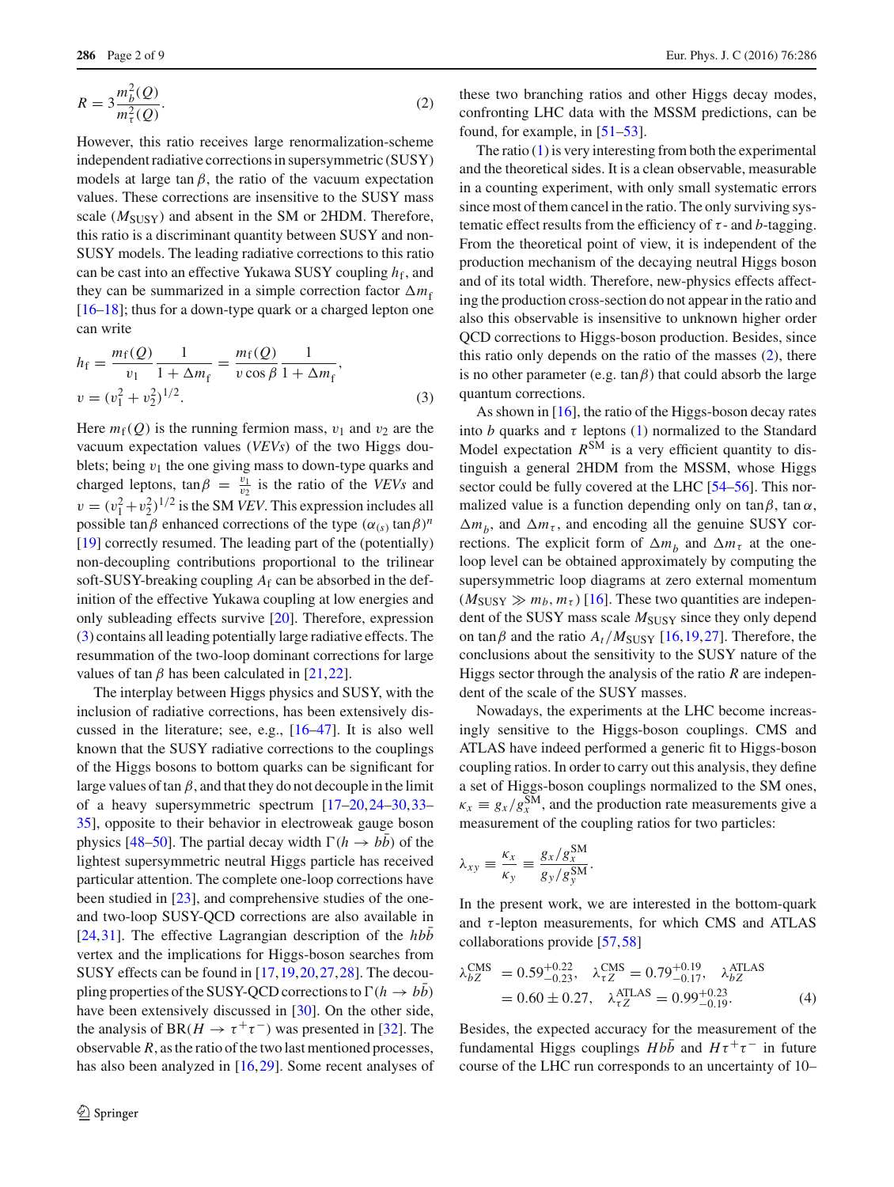$$R = 3\frac{m_b^2(Q)}{m_\tau^2(Q)}. \tag{2}$$

However, this ratio receives large renormalization-scheme independent radiative corrections in supersymmetric (SUSY) models at large $\tan\beta$, the ratio of the vacuum expectation values. These corrections are insensitive to the SUSY mass scale ($M_{\text{SUSY}}$) and absent in the SM or 2HDM. Therefore, this ratio is a discriminant quantity between SUSY and non-SUSY models. The leading radiative corrections to this ratio can be cast into an effective Yukawa SUSY coupling $h_f$, and they can be summarized in a simple correction factor $\Delta m_f$ [16–18]; thus for a down-type quark or a charged lepton one can write

$$h_f = \frac{m_f(Q)}{v_1}\frac{1}{1+\Delta m_f} = \frac{m_f(Q)}{v\cos\beta}\frac{1}{1+\Delta m_f},$$
$$v = (v_1^2 + v_2^2)^{1/2}. \tag{3}$$

Here $m_f(Q)$ is the running fermion mass, $v_1$ and $v_2$ are the vacuum expectation values (*VEVs*) of the two Higgs doublets; being $v_1$ the one giving mass to down-type quarks and charged leptons, $\tan\beta = \frac{v_1}{v_2}$ is the ratio of the *VEVs* and $v = (v_1^2 + v_2^2)^{1/2}$ is the SM *VEV*. This expression includes all possible $\tan\beta$ enhanced corrections of the type $(\alpha_{(s)}\tan\beta)^n$ [19] correctly resumed. The leading part of the (potentially) non-decoupling contributions proportional to the trilinear soft-SUSY-breaking coupling $A_f$ can be absorbed in the definition of the effective Yukawa coupling at low energies and only subleading effects survive [20]. Therefore, expression (3) contains all leading potentially large radiative effects. The resummation of the two-loop dominant corrections for large values of $\tan\beta$ has been calculated in [21,22].

The interplay between Higgs physics and SUSY, with the inclusion of radiative corrections, has been extensively discussed in the literature; see, e.g., [16–47]. It is also well known that the SUSY radiative corrections to the couplings of the Higgs bosons to bottom quarks can be significant for large values of $\tan\beta$, and that they do not decouple in the limit of a heavy supersymmetric spectrum [17–20,24–30,33–35], opposite to their behavior in electroweak gauge boson physics [48–50]. The partial decay width $\Gamma(h \to b\bar{b})$ of the lightest supersymmetric neutral Higgs particle has received particular attention. The complete one-loop corrections have been studied in [23], and comprehensive studies of the one- and two-loop SUSY-QCD corrections are also available in [24,31]. The effective Lagrangian description of the $hb\bar{b}$ vertex and the implications for Higgs-boson searches from SUSY effects can be found in [17,19,20,27,28]. The decoupling properties of the SUSY-QCD corrections to $\Gamma(h \to b\bar{b})$ have been extensively discussed in [30]. On the other side, the analysis of $\text{BR}(H \to \tau^+\tau^-)$ was presented in [32]. The observable $R$, as the ratio of the two last mentioned processes, has also been analyzed in [16,29]. Some recent analyses of these two branching ratios and other Higgs decay modes, confronting LHC data with the MSSM predictions, can be found, for example, in [51–53].

The ratio (1) is very interesting from both the experimental and the theoretical sides. It is a clean observable, measurable in a counting experiment, with only small systematic errors since most of them cancel in the ratio. The only surviving systematic effect results from the efficiency of $\tau$- and $b$-tagging. From the theoretical point of view, it is independent of the production mechanism of the decaying neutral Higgs boson and of its total width. Therefore, new-physics effects affecting the production cross-section do not appear in the ratio and also this observable is insensitive to unknown higher order QCD corrections to Higgs-boson production. Besides, since this ratio only depends on the ratio of the masses (2), there is no other parameter (e.g. $\tan\beta$) that could absorb the large quantum corrections.

As shown in [16], the ratio of the Higgs-boson decay rates into $b$ quarks and $\tau$ leptons (1) normalized to the Standard Model expectation $R^{\text{SM}}$ is a very efficient quantity to distinguish a general 2HDM from the MSSM, whose Higgs sector could be fully covered at the LHC [54–56]. This normalized value is a function depending only on $\tan\beta$, $\tan\alpha$, $\Delta m_b$, and $\Delta m_\tau$, and encoding all the genuine SUSY corrections. The explicit form of $\Delta m_b$ and $\Delta m_\tau$ at the one-loop level can be obtained approximately by computing the supersymmetric loop diagrams at zero external momentum ($M_{\text{SUSY}} \gg m_b, m_\tau$) [16]. These two quantities are independent of the SUSY mass scale $M_{\text{SUSY}}$ since they only depend on $\tan\beta$ and the ratio $A_t/M_{\text{SUSY}}$ [16,19,27]. Therefore, the conclusions about the sensitivity to the SUSY nature of the Higgs sector through the analysis of the ratio $R$ are independent of the scale of the SUSY masses.

Nowadays, the experiments at the LHC become increasingly sensitive to the Higgs-boson couplings. CMS and ATLAS have indeed performed a generic fit to Higgs-boson coupling ratios. In order to carry out this analysis, they define a set of Higgs-boson couplings normalized to the SM ones, $\kappa_x \equiv g_x/g_x^{\text{SM}}$, and the production rate measurements give a measurement of the coupling ratios for two particles:

$$\lambda_{xy} \equiv \frac{\kappa_x}{\kappa_y} \equiv \frac{g_x/g_x^{\text{SM}}}{g_y/g_y^{\text{SM}}}.$$

In the present work, we are interested in the bottom-quark and $\tau$-lepton measurements, for which CMS and ATLAS collaborations provide [57,58]

$$\lambda_{bZ}^{\text{CMS}} = 0.59^{+0.22}_{-0.23},\quad \lambda_{\tau Z}^{\text{CMS}} = 0.79^{+0.19}_{-0.17},\quad \lambda_{bZ}^{\text{ATLAS}} = 0.60 \pm 0.27,\quad \lambda_{\tau Z}^{\text{ATLAS}} = 0.99^{+0.23}_{-0.19}. \tag{4}$$

Besides, the expected accuracy for the measurement of the fundamental Higgs couplings $Hb\bar{b}$ and $H\tau^+\tau^-$ in future course of the LHC run corresponds to an uncertainty of 10–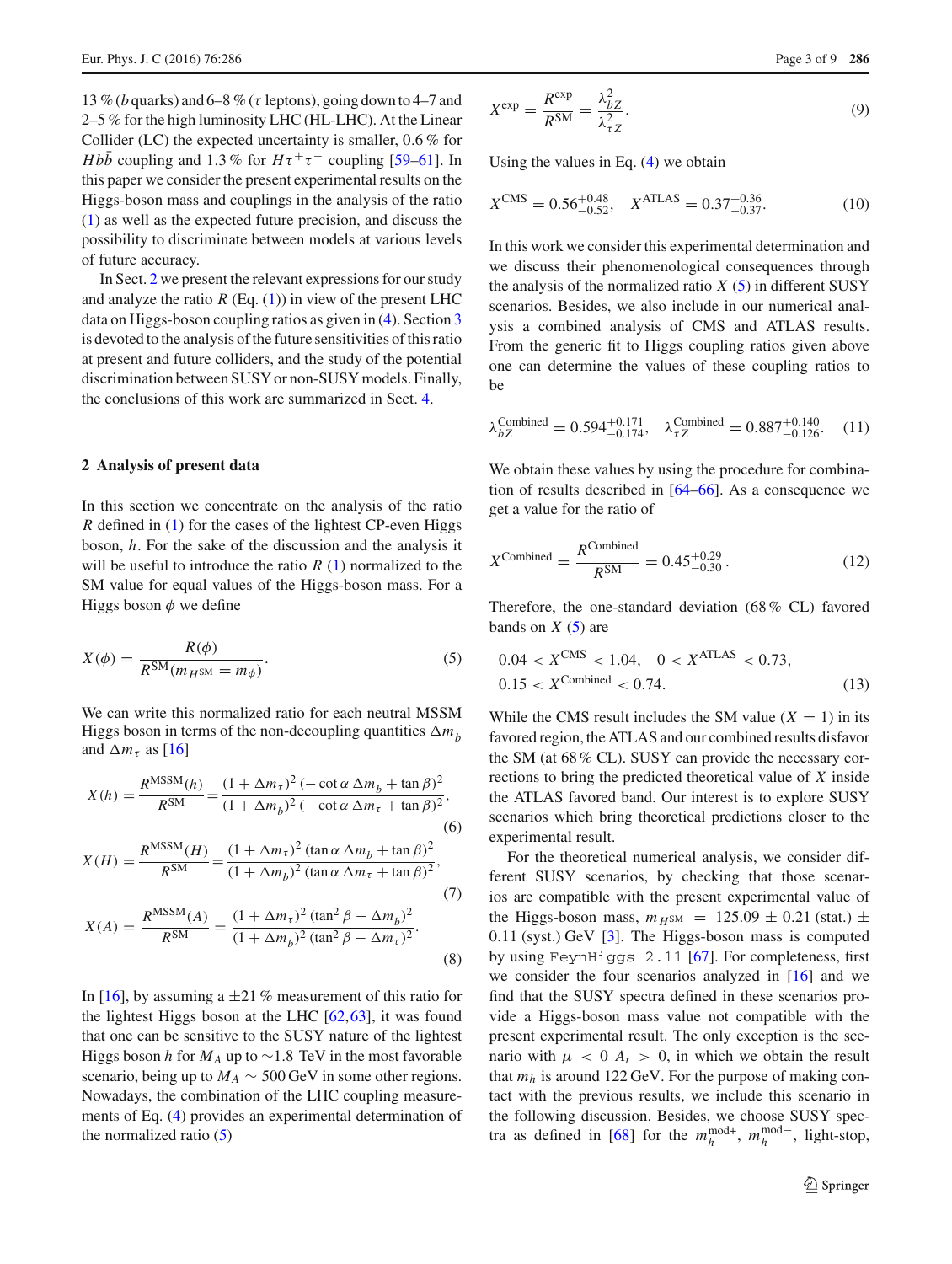13 % ($b$ quarks) and 6–8 % ($\tau$ leptons), going down to 4–7 and 2–5 % for the high luminosity LHC (HL-LHC). At the Linear Collider (LC) the expected uncertainty is smaller, 0.6 % for $Hb\bar{b}$ coupling and 1.3 % for $H\tau^+\tau^-$ coupling [59–61]. In this paper we consider the present experimental results on the Higgs-boson mass and couplings in the analysis of the ratio (1) as well as the expected future precision, and discuss the possibility to discriminate between models at various levels of future accuracy.

In Sect. 2 we present the relevant expressions for our study and analyze the ratio $R$ (Eq. (1)) in view of the present LHC data on Higgs-boson coupling ratios as given in (4). Section 3 is devoted to the analysis of the future sensitivities of this ratio at present and future colliders, and the study of the potential discrimination between SUSY or non-SUSY models. Finally, the conclusions of this work are summarized in Sect. 4.

## 2 Analysis of present data

In this section we concentrate on the analysis of the ratio $R$ defined in (1) for the cases of the lightest CP-even Higgs boson, $h$. For the sake of the discussion and the analysis it will be useful to introduce the ratio $R$ (1) normalized to the SM value for equal values of the Higgs-boson mass. For a Higgs boson $\phi$ we define

$$X(\phi) = \frac{R(\phi)}{R^{\text{SM}}(m_{H^{\text{SM}}} = m_\phi)}. \tag{5}$$

We can write this normalized ratio for each neutral MSSM Higgs boson in terms of the non-decoupling quantities $\Delta m_b$ and $\Delta m_\tau$ as [16]

$$X(h) = \frac{R^{\text{MSSM}}(h)}{R^{\text{SM}}} = \frac{(1+\Delta m_\tau)^2\,(-\cot\alpha\,\Delta m_b + \tan\beta)^2}{(1+\Delta m_b)^2\,(-\cot\alpha\,\Delta m_\tau + \tan\beta)^2}, \tag{6}$$

$$X(H) = \frac{R^{\text{MSSM}}(H)}{R^{\text{SM}}} = \frac{(1+\Delta m_\tau)^2\,(\tan\alpha\,\Delta m_b + \tan\beta)^2}{(1+\Delta m_b)^2\,(\tan\alpha\,\Delta m_\tau + \tan\beta)^2}, \tag{7}$$

$$X(A) = \frac{R^{\text{MSSM}}(A)}{R^{\text{SM}}} = \frac{(1+\Delta m_\tau)^2\,(\tan^2\beta - \Delta m_b)^2}{(1+\Delta m_b)^2\,(\tan^2\beta - \Delta m_\tau)^2}. \tag{8}$$

In [16], by assuming a $\pm 21$ % measurement of this ratio for the lightest Higgs boson at the LHC [62,63], it was found that one can be sensitive to the SUSY nature of the lightest Higgs boson $h$ for $M_A$ up to $\sim$1.8 TeV in the most favorable scenario, being up to $M_A \sim 500$ GeV in some other regions. Nowadays, the combination of the LHC coupling measurements of Eq. (4) provides an experimental determination of the normalized ratio (5)

$$X^{\text{exp}} = \frac{R^{\text{exp}}}{R^{\text{SM}}} = \frac{\lambda_{bZ}^2}{\lambda_{\tau Z}^2}. \tag{9}$$

Using the values in Eq. (4) we obtain

$$X^{\text{CMS}} = 0.56^{+0.48}_{-0.52}, \quad X^{\text{ATLAS}} = 0.37^{+0.36}_{-0.37}. \tag{10}$$

In this work we consider this experimental determination and we discuss their phenomenological consequences through the analysis of the normalized ratio $X$ (5) in different SUSY scenarios. Besides, we also include in our numerical analysis a combined analysis of CMS and ATLAS results. From the generic fit to Higgs coupling ratios given above one can determine the values of these coupling ratios to be

$$\lambda_{bZ}^{\text{Combined}} = 0.594^{+0.171}_{-0.174}, \quad \lambda_{\tau Z}^{\text{Combined}} = 0.887^{+0.140}_{-0.126}. \tag{11}$$

We obtain these values by using the procedure for combination of results described in [64–66]. As a consequence we get a value for the ratio of

$$X^{\text{Combined}} = \frac{R^{\text{Combined}}}{R^{\text{SM}}} = 0.45^{+0.29}_{-0.30}. \tag{12}$$

Therefore, the one-standard deviation (68 % CL) favored bands on $X$ (5) are

$$0.04 < X^{\text{CMS}} < 1.04, \quad 0 < X^{\text{ATLAS}} < 0.73,$$
$$0.15 < X^{\text{Combined}} < 0.74. \tag{13}$$

While the CMS result includes the SM value ($X = 1$) in its favored region, the ATLAS and our combined results disfavor the SM (at 68 % CL). SUSY can provide the necessary corrections to bring the predicted theoretical value of $X$ inside the ATLAS favored band. Our interest is to explore SUSY scenarios which bring theoretical predictions closer to the experimental result.

For the theoretical numerical analysis, we consider different SUSY scenarios, by checking that those scenarios are compatible with the present experimental value of the Higgs-boson mass, $m_{H^{\text{SM}}} = 125.09 \pm 0.21$ (stat.) $\pm$ 0.11 (syst.) GeV [3]. The Higgs-boson mass is computed by using `FeynHiggs 2.11` [67]. For completeness, first we consider the four scenarios analyzed in [16] and we find that the SUSY spectra defined in these scenarios provide a Higgs-boson mass value not compatible with the present experimental result. The only exception is the scenario with $\mu < 0$ $A_t > 0$, in which we obtain the result that $m_h$ is around 122 GeV. For the purpose of making contact with the previous results, we include this scenario in the following discussion. Besides, we choose SUSY spectra as defined in [68] for the $m_h^{\text{mod}+}$, $m_h^{\text{mod}-}$, light-stop,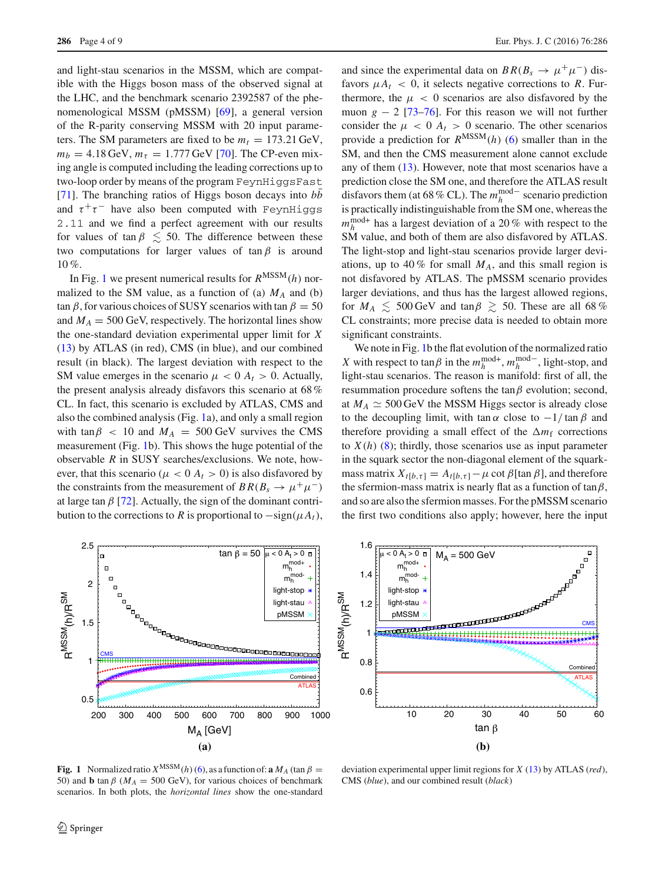and light-stau scenarios in the MSSM, which are compatible with the Higgs boson mass of the observed signal at the LHC, and the benchmark scenario 2392587 of the phenomenological MSSM (pMSSM) [69], a general version of the R-parity conserving MSSM with 20 input parameters. The SM parameters are fixed to be $m_t = 173.21$ GeV, $m_b = 4.18$ GeV, $m_\tau = 1.777$ GeV [70]. The CP-even mixing angle is computed including the leading corrections up to two-loop order by means of the program `FeynHiggsFast` [71]. The branching ratios of Higgs boson decays into $b\bar{b}$ and $\tau^+\tau^-$ have also been computed with `FeynHiggs 2.11` and we find a perfect agreement with our results for values of $\tan\beta \lesssim 50$. The difference between these two computations for larger values of $\tan\beta$ is around 10 %.

In Fig. 1 we present numerical results for $R^{\text{MSSM}}(h)$ normalized to the SM value, as a function of (a) $M_A$ and (b) $\tan\beta$, for various choices of SUSY scenarios with $\tan\beta = 50$ and $M_A = 500$ GeV, respectively. The horizontal lines show the one-standard deviation experimental upper limit for $X$ (13) by ATLAS (in red), CMS (in blue), and our combined result (in black). The largest deviation with respect to the SM value emerges in the scenario $\mu < 0$ $A_t > 0$. Actually, the present analysis already disfavors this scenario at 68 % CL. In fact, this scenario is excluded by ATLAS, CMS and also the combined analysis (Fig. 1a), and only a small region with $\tan\beta < 10$ and $M_A = 500$ GeV survives the CMS measurement (Fig. 1b). This shows the huge potential of the observable $R$ in SUSY searches/exclusions. We note, however, that this scenario ($\mu < 0$ $A_t > 0$) is also disfavored by the constraints from the measurement of $BR(B_s \to \mu^+\mu^-)$ at large $\tan\beta$ [72]. Actually, the sign of the dominant contribution to the corrections to $R$ is proportional to $-\text{sign}(\mu A_t)$, and since the experimental data on $BR(B_s \to \mu^+\mu^-)$ disfavors $\mu A_t < 0$, it selects negative corrections to $R$. Furthermore, the $\mu < 0$ scenarios are also disfavored by the muon $g-2$ [73–76]. For this reason we will not further consider the $\mu < 0$ $A_t > 0$ scenario. The other scenarios provide a prediction for $R^{\text{MSSM}}(h)$ (6) smaller than in the SM, and then the CMS measurement alone cannot exclude any of them (13). However, note that most scenarios have a prediction close the SM one, and therefore the ATLAS result disfavors them (at 68 % CL). The $m_h^{\text{mod}-}$ scenario prediction is practically indistinguishable from the SM one, whereas the $m_h^{\text{mod}+}$ has a largest deviation of a 20 % with respect to the SM value, and both of them are also disfavored by ATLAS. The light-stop and light-stau scenarios provide larger deviations, up to 40 % for small $M_A$, and this small region is not disfavored by ATLAS. The pMSSM scenario provides larger deviations, and thus has the largest allowed regions, for $M_A \lesssim 500$ GeV and $\tan\beta \gtrsim 50$. These are all 68 % CL constraints; more precise data is needed to obtain more significant constraints.

We note in Fig. 1b the flat evolution of the normalized ratio $X$ with respect to $\tan\beta$ in the $m_h^{\text{mod}+}$, $m_h^{\text{mod}-}$, light-stop, and light-stau scenarios. The reason is manifold: first of all, the resummation procedure softens the $\tan\beta$ evolution; second, at $M_A \simeq 500$ GeV the MSSM Higgs sector is already close to the decoupling limit, with $\tan\alpha$ close to $-1/\tan\beta$ and therefore providing a small effect of the $\Delta m_f$ corrections to $X(h)$ (8); thirdly, those scenarios use as input parameter in the squark sector the non-diagonal element of the squark-mass matrix $X_{t[b,\tau]} = A_{t[b,\tau]} - \mu \cot\beta[\tan\beta]$, and therefore the sfermion-mass matrix is nearly flat as a function of $\tan\beta$, and so are also the sfermion masses. For the pMSSM scenario the first two conditions also apply; however, here the input

**Fig. 1** Normalized ratio $X^{\text{MSSM}}(h)$ (6), as a function of: **a** $M_A$ ($\tan\beta = 50$) and **b** $\tan\beta$ ($M_A = 500$ GeV), for various choices of benchmark scenarios. In both plots, the *horizontal lines* show the one-standard deviation experimental upper limit regions for $X$ (13) by ATLAS (*red*), CMS (*blue*), and our combined result (*black*)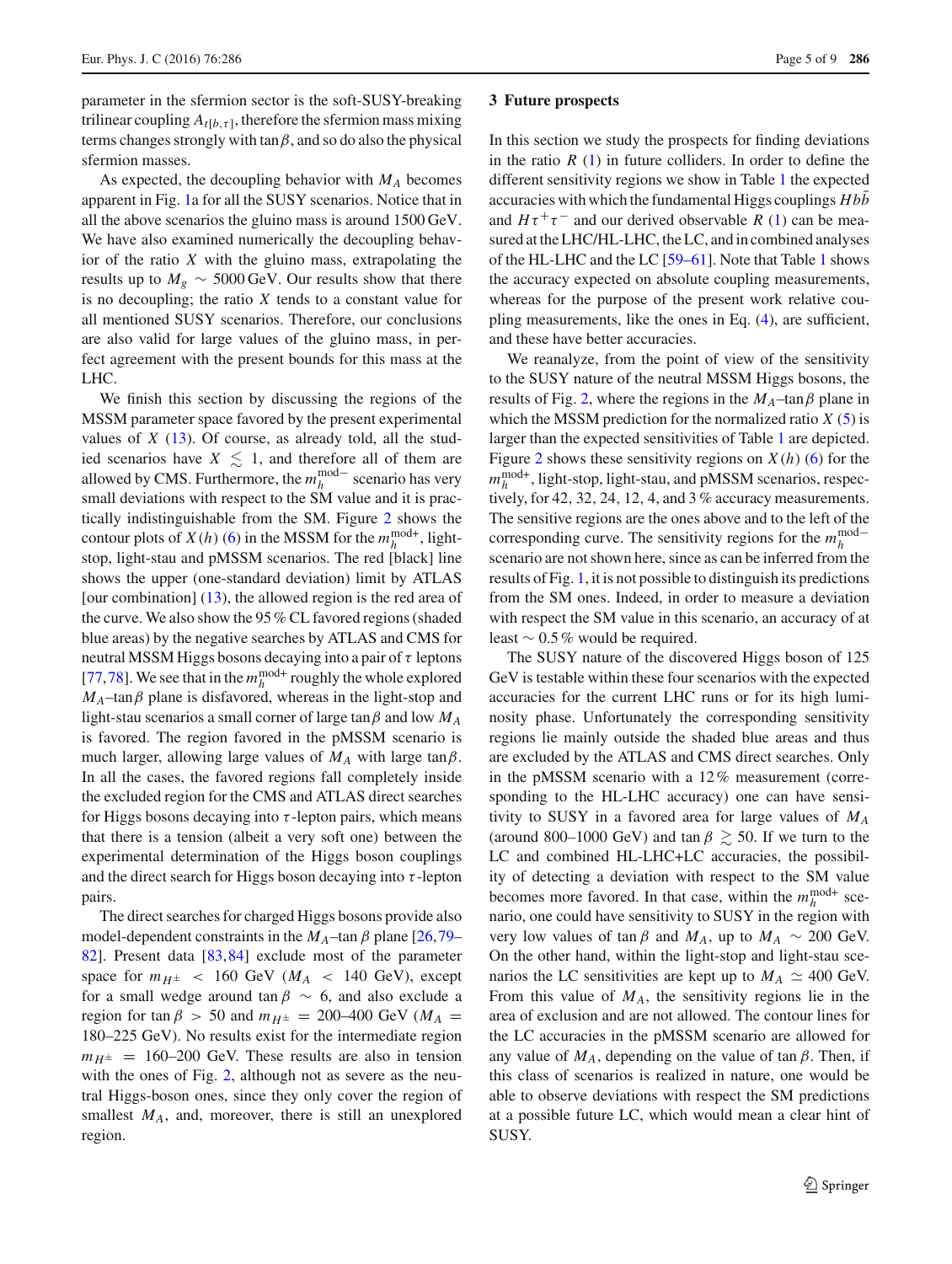parameter in the sfermion sector is the soft-SUSY-breaking trilinear coupling $A_{t[b,\tau]}$, therefore the sfermion mass mixing terms changes strongly with $\tan\beta$, and so do also the physical sfermion masses.

As expected, the decoupling behavior with $M_A$ becomes apparent in Fig. 1a for all the SUSY scenarios. Notice that in all the above scenarios the gluino mass is around 1500 GeV. We have also examined numerically the decoupling behavior of the ratio $X$ with the gluino mass, extrapolating the results up to $M_{\tilde{g}} \sim 5000$ GeV. Our results show that there is no decoupling; the ratio $X$ tends to a constant value for all mentioned SUSY scenarios. Therefore, our conclusions are also valid for large values of the gluino mass, in perfect agreement with the present bounds for this mass at the LHC.

We finish this section by discussing the regions of the MSSM parameter space favored by the present experimental values of $X$ (13). Of course, as already told, all the studied scenarios have $X \lesssim 1$, and therefore all of them are allowed by CMS. Furthermore, the $m_h^{\text{mod}-}$ scenario has very small deviations with respect to the SM value and it is practically indistinguishable from the SM. Figure 2 shows the contour plots of $X(h)$ (6) in the MSSM for the $m_h^{\text{mod}+}$, light-stop, light-stau and pMSSM scenarios. The red [black] line shows the upper (one-standard deviation) limit by ATLAS [our combination] (13), the allowed region is the red area of the curve. We also show the 95 % CL favored regions (shaded blue areas) by the negative searches by ATLAS and CMS for neutral MSSM Higgs bosons decaying into a pair of $\tau$ leptons [77,78]. We see that in the $m_h^{\text{mod}+}$ roughly the whole explored $M_A$–$\tan\beta$ plane is disfavored, whereas in the light-stop and light-stau scenarios a small corner of large $\tan\beta$ and low $M_A$ is favored. The region favored in the pMSSM scenario is much larger, allowing large values of $M_A$ with large $\tan\beta$. In all the cases, the favored regions fall completely inside the excluded region for the CMS and ATLAS direct searches for Higgs bosons decaying into $\tau$-lepton pairs, which means that there is a tension (albeit a very soft one) between the experimental determination of the Higgs boson couplings and the direct search for Higgs boson decaying into $\tau$-lepton pairs.

The direct searches for charged Higgs bosons provide also model-dependent constraints in the $M_A$–$\tan\beta$ plane [26,79–82]. Present data [83,84] exclude most of the parameter space for $m_{H^\pm} < 160$ GeV ($M_A < 140$ GeV), except for a small wedge around $\tan\beta \sim 6$, and also exclude a region for $\tan\beta > 50$ and $m_{H^\pm} = 200$–$400$ GeV ($M_A = 180$–$225$ GeV). No results exist for the intermediate region $m_{H^\pm} = 160$–$200$ GeV. These results are also in tension with the ones of Fig. 2, although not as severe as the neutral Higgs-boson ones, since they only cover the region of smallest $M_A$, and, moreover, there is still an unexplored region.

## 3 Future prospects

In this section we study the prospects for finding deviations in the ratio $R$ (1) in future colliders. In order to define the different sensitivity regions we show in Table 1 the expected accuracies with which the fundamental Higgs couplings $Hb\bar{b}$ and $H\tau^+\tau^-$ and our derived observable $R$ (1) can be measured at the LHC/HL-LHC, the LC, and in combined analyses of the HL-LHC and the LC [59–61]. Note that Table 1 shows the accuracy expected on absolute coupling measurements, whereas for the purpose of the present work relative coupling measurements, like the ones in Eq. (4), are sufficient, and these have better accuracies.

We reanalyze, from the point of view of the sensitivity to the SUSY nature of the neutral MSSM Higgs bosons, the results of Fig. 2, where the regions in the $M_A$–$\tan\beta$ plane in which the MSSM prediction for the normalized ratio $X$ (5) is larger than the expected sensitivities of Table 1 are depicted. Figure 2 shows these sensitivity regions on $X(h)$ (6) for the $m_h^{\text{mod}+}$, light-stop, light-stau, and pMSSM scenarios, respectively, for 42, 32, 24, 12, 4, and 3 % accuracy measurements. The sensitive regions are the ones above and to the left of the corresponding curve. The sensitivity regions for the $m_h^{\text{mod}-}$ scenario are not shown here, since as can be inferred from the results of Fig. 1, it is not possible to distinguish its predictions from the SM ones. Indeed, in order to measure a deviation with respect the SM value in this scenario, an accuracy of at least $\sim 0.5$ % would be required.

The SUSY nature of the discovered Higgs boson of 125 GeV is testable within these four scenarios with the expected accuracies for the current LHC runs or for its high luminosity phase. Unfortunately the corresponding sensitivity regions lie mainly outside the shaded blue areas and thus are excluded by the ATLAS and CMS direct searches. Only in the pMSSM scenario with a 12 % measurement (corresponding to the HL-LHC accuracy) one can have sensitivity to SUSY in a favored area for large values of $M_A$ (around 800–1000 GeV) and $\tan\beta \gtrsim 50$. If we turn to the LC and combined HL-LHC+LC accuracies, the possibility of detecting a deviation with respect to the SM value becomes more favored. In that case, within the $m_h^{\text{mod}+}$ scenario, one could have sensitivity to SUSY in the region with very low values of $\tan\beta$ and $M_A$, up to $M_A \sim 200$ GeV. On the other hand, within the light-stop and light-stau scenarios the LC sensitivities are kept up to $M_A \simeq 400$ GeV. From this value of $M_A$, the sensitivity regions lie in the area of exclusion and are not allowed. The contour lines for the LC accuracies in the pMSSM scenario are allowed for any value of $M_A$, depending on the value of $\tan\beta$. Then, if this class of scenarios is realized in nature, one would be able to observe deviations with respect the SM predictions at a possible future LC, which would mean a clear hint of SUSY.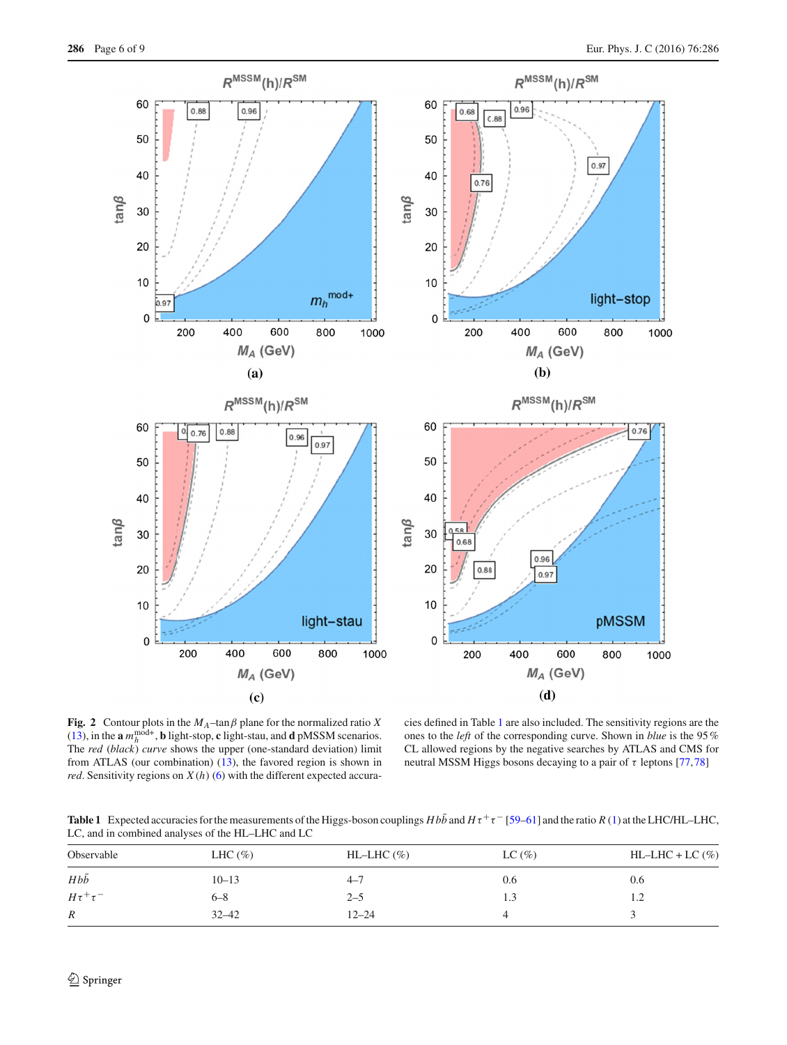**Fig. 2** Contour plots in the $M_A$–$\tan\beta$ plane for the normalized ratio $X$ (13), in the **a** $m_h^{\text{mod}+}$, **b** light-stop, **c** light-stau, and **d** pMSSM scenarios. The *red* (*black*) *curve* shows the upper (one-standard deviation) limit from ATLAS (our combination) (13), the favored region is shown in *red*. Sensitivity regions on $X(h)$ (6) with the different expected accuracies defined in Table 1 are also included. The sensitivity regions are the ones to the *left* of the corresponding curve. Shown in *blue* is the 95 % CL allowed regions by the negative searches by ATLAS and CMS for neutral MSSM Higgs bosons decaying to a pair of $\tau$ leptons [77,78]

**Table 1** Expected accuracies for the measurements of the Higgs-boson couplings $Hb\bar{b}$ and $H\tau^+\tau^-$ [59–61] and the ratio $R$ (1) at the LHC/HL–LHC, LC, and in combined analyses of the HL–LHC and LC

| Observable | LHC (%) | HL–LHC (%) | LC (%) | HL–LHC + LC (%) |
|---|---|---|---|---|
| $Hb\bar{b}$ | 10–13 | 4–7 | 0.6 | 0.6 |
| $H\tau^+\tau^-$ | 6–8 | 2–5 | 1.3 | 1.2 |
| $R$ | 32–42 | 12–24 | 4 | 3 |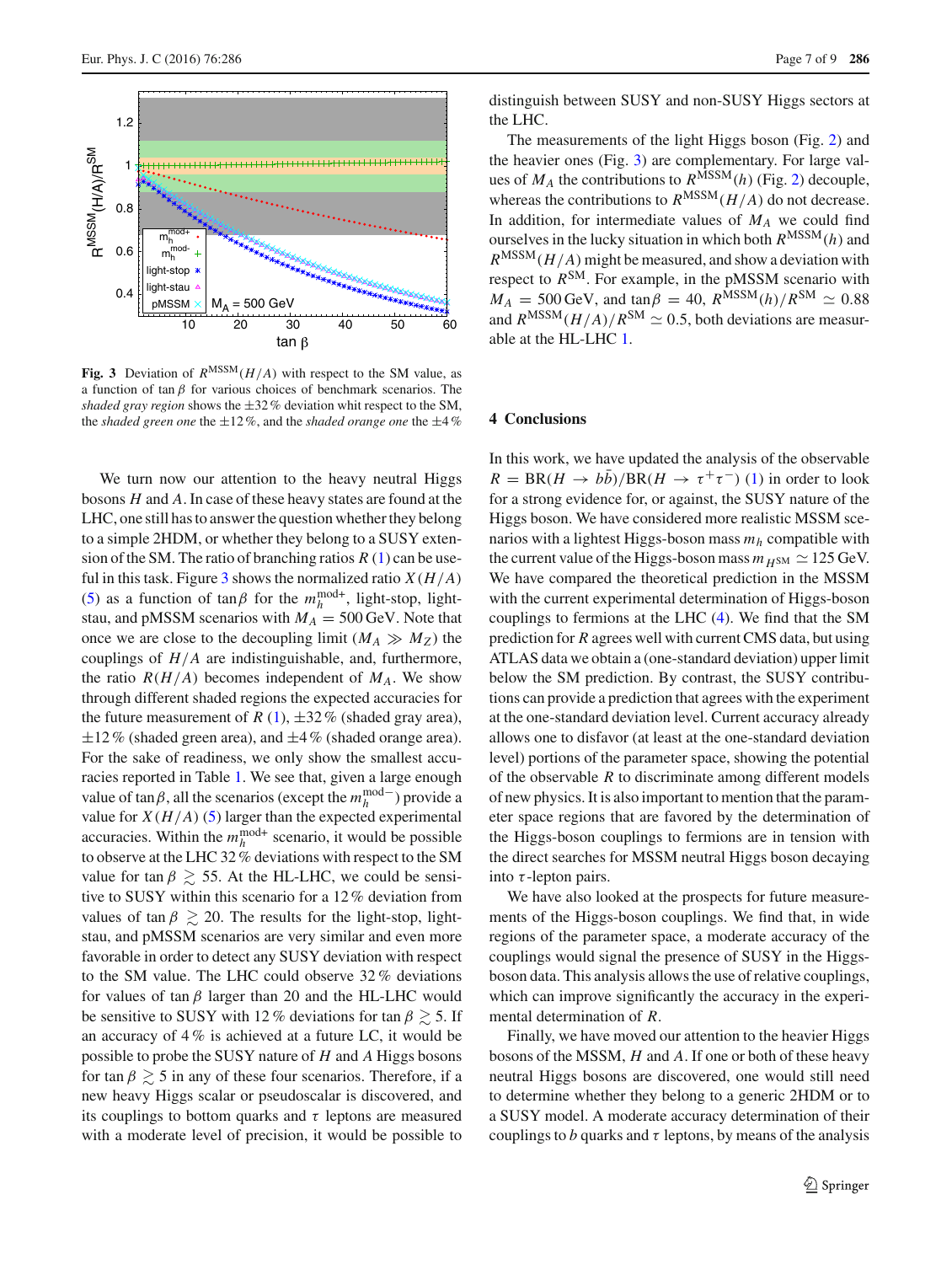distinguish between SUSY and non-SUSY Higgs sectors at the LHC.

The measurements of the light Higgs boson (Fig. 2) and the heavier ones (Fig. 3) are complementary. For large values of $M_A$ the contributions to $R^{\rm MSSM}(h)$ (Fig. 2) decouple, whereas the contributions to $R^{\rm MSSM}(H/A)$ do not decrease. In addition, for intermediate values of $M_A$ we could find ourselves in the lucky situation in which both $R^{\rm MSSM}(h)$ and $R^{\rm MSSM}(H/A)$ might be measured, and show a deviation with respect to $R^{\rm SM}$. For example, in the pMSSM scenario with $M_A = 500$ GeV, and $\tan\beta = 40$, $R^{\rm MSSM}(h)/R^{\rm SM} \simeq 0.88$ and $R^{\rm MSSM}(H/A)/R^{\rm SM} \simeq 0.5$, both deviations are measurable at the HL-LHC 1.

**Fig. 3** Deviation of $R^{\rm MSSM}(H/A)$ with respect to the SM value, as a function of $\tan\beta$ for various choices of benchmark scenarios. The *shaded gray region* shows the $\pm 32\,\%$ deviation whit respect to the SM, the *shaded green one* the $\pm 12\,\%$, and the *shaded orange one* the $\pm 4\,\%$

We turn now our attention to the heavy neutral Higgs bosons $H$ and $A$. In case of these heavy states are found at the LHC, one still has to answer the question whether they belong to a simple 2HDM, or whether they belong to a SUSY extension of the SM. The ratio of branching ratios $R$ (1) can be useful in this task. Figure 3 shows the normalized ratio $X(H/A)$ (5) as a function of $\tan\beta$ for the $m_h^{\rm mod+}$, light-stop, light-stau, and pMSSM scenarios with $M_A = 500$ GeV. Note that once we are close to the decoupling limit ($M_A \gg M_Z$) the couplings of $H/A$ are indistinguishable, and, furthermore, the ratio $R(H/A)$ becomes independent of $M_A$. We show through different shaded regions the expected accuracies for the future measurement of $R$ (1), $\pm 32\,\%$ (shaded gray area), $\pm 12\,\%$ (shaded green area), and $\pm 4\,\%$ (shaded orange area). For the sake of readiness, we only show the smallest accuracies reported in Table 1. We see that, given a large enough value of $\tan\beta$, all the scenarios (except the $m_h^{\rm mod-}$) provide a value for $X(H/A)$ (5) larger than the expected experimental accuracies. Within the $m_h^{\rm mod+}$ scenario, it would be possible to observe at the LHC 32 % deviations with respect to the SM value for $\tan\beta \gtrsim 55$. At the HL-LHC, we could be sensitive to SUSY within this scenario for a 12 % deviation from values of $\tan\beta \gtrsim 20$. The results for the light-stop, light-stau, and pMSSM scenarios are very similar and even more favorable in order to detect any SUSY deviation with respect to the SM value. The LHC could observe 32 % deviations for values of $\tan\beta$ larger than 20 and the HL-LHC would be sensitive to SUSY with 12 % deviations for $\tan\beta \gtrsim 5$. If an accuracy of 4 % is achieved at a future LC, it would be possible to probe the SUSY nature of $H$ and $A$ Higgs bosons for $\tan\beta \gtrsim 5$ in any of these four scenarios. Therefore, if a new heavy Higgs scalar or pseudoscalar is discovered, and its couplings to bottom quarks and $\tau$ leptons are measured with a moderate level of precision, it would be possible to

## 4 Conclusions

In this work, we have updated the analysis of the observable $R = {\rm BR}(H \to b\bar{b})/{\rm BR}(H \to \tau^+\tau^-)$ (1) in order to look for a strong evidence for, or against, the SUSY nature of the Higgs boson. We have considered more realistic MSSM scenarios with a lightest Higgs-boson mass $m_h$ compatible with the current value of the Higgs-boson mass $m_{H^{\rm SM}} \simeq 125$ GeV. We have compared the theoretical prediction in the MSSM with the current experimental determination of Higgs-boson couplings to fermions at the LHC (4). We find that the SM prediction for $R$ agrees well with current CMS data, but using ATLAS data we obtain a (one-standard deviation) upper limit below the SM prediction. By contrast, the SUSY contributions can provide a prediction that agrees with the experiment at the one-standard deviation level. Current accuracy already allows one to disfavor (at least at the one-standard deviation level) portions of the parameter space, showing the potential of the observable $R$ to discriminate among different models of new physics. It is also important to mention that the parameter space regions that are favored by the determination of the Higgs-boson couplings to fermions are in tension with the direct searches for MSSM neutral Higgs boson decaying into $\tau$-lepton pairs.

We have also looked at the prospects for future measurements of the Higgs-boson couplings. We find that, in wide regions of the parameter space, a moderate accuracy of the couplings would signal the presence of SUSY in the Higgs-boson data. This analysis allows the use of relative couplings, which can improve significantly the accuracy in the experimental determination of $R$.

Finally, we have moved our attention to the heavier Higgs bosons of the MSSM, $H$ and $A$. If one or both of these heavy neutral Higgs bosons are discovered, one would still need to determine whether they belong to a generic 2HDM or to a SUSY model. A moderate accuracy determination of their couplings to $b$ quarks and $\tau$ leptons, by means of the analysis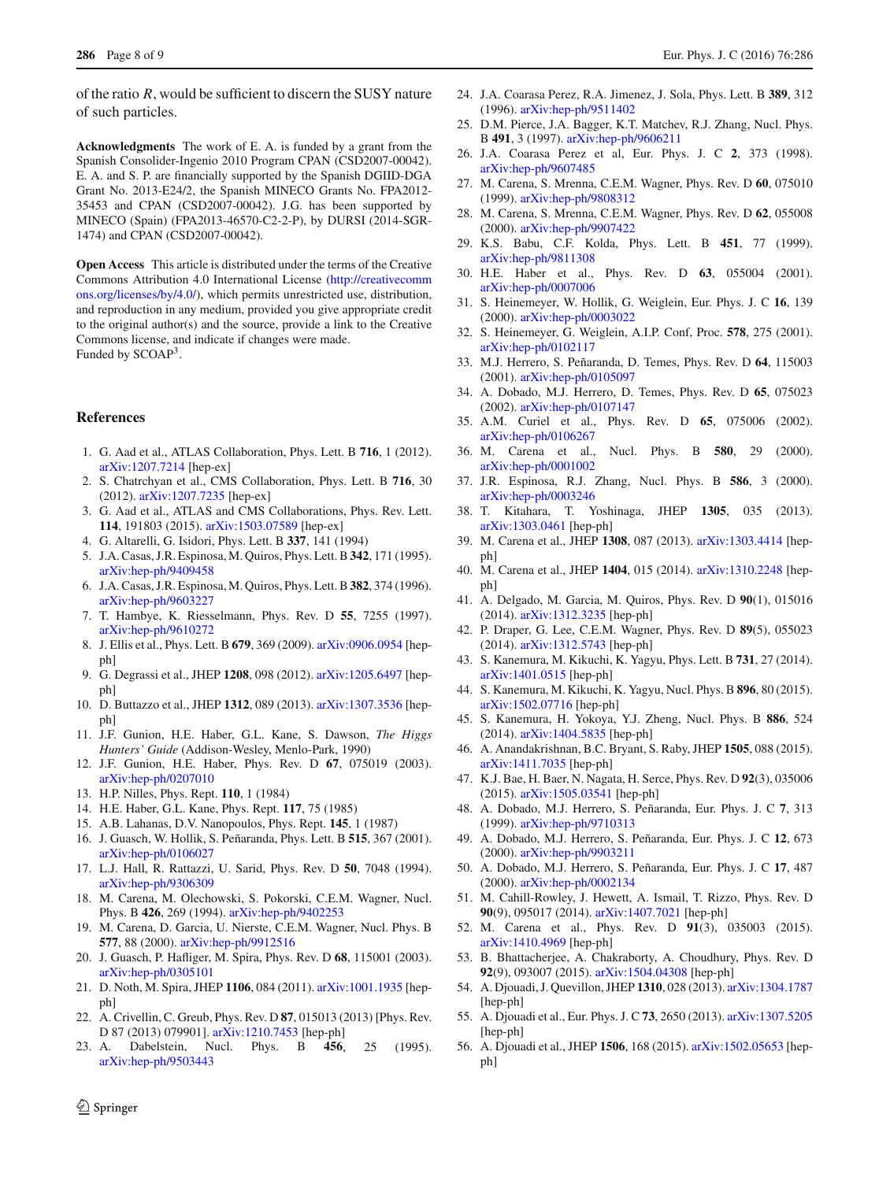of the ratio $R$, would be sufficient to discern the SUSY nature of such particles.

**Acknowledgments** The work of E. A. is funded by a grant from the Spanish Consolider-Ingenio 2010 Program CPAN (CSD2007-00042). E. A. and S. P. are financially supported by the Spanish DGIID-DGA Grant No. 2013-E24/2, the Spanish MINECO Grants No. FPA2012-35453 and CPAN (CSD2007-00042). J.G. has been supported by MINECO (Spain) (FPA2013-46570-C2-2-P), by DURSI (2014-SGR-1474) and CPAN (CSD2007-00042).

**Open Access** This article is distributed under the terms of the Creative Commons Attribution 4.0 International License (http://creativecommons.org/licenses/by/4.0/), which permits unrestricted use, distribution, and reproduction in any medium, provided you give appropriate credit to the original author(s) and the source, provide a link to the Creative Commons license, and indicate if changes were made.
Funded by SCOAP[3].

## References

1. G. Aad et al., ATLAS Collaboration, Phys. Lett. B **716**, 1 (2012). arXiv:1207.7214 [hep-ex]
2. S. Chatrchyan et al., CMS Collaboration, Phys. Lett. B **716**, 30 (2012). arXiv:1207.7235 [hep-ex]
3. G. Aad et al., ATLAS and CMS Collaborations, Phys. Rev. Lett. **114**, 191803 (2015). arXiv:1503.07589 [hep-ex]
4. G. Altarelli, G. Isidori, Phys. Lett. B **337**, 141 (1994)
5. J.A. Casas, J.R. Espinosa, M. Quiros, Phys. Lett. B **342**, 171 (1995). arXiv:hep-ph/9409458
6. J.A. Casas, J.R. Espinosa, M. Quiros, Phys. Lett. B **382**, 374 (1996). arXiv:hep-ph/9603227
7. T. Hambye, K. Riesselmann, Phys. Rev. D **55**, 7255 (1997). arXiv:hep-ph/9610272
8. J. Ellis et al., Phys. Lett. B **679**, 369 (2009). arXiv:0906.0954 [hep-ph]
9. G. Degrassi et al., JHEP **1208**, 098 (2012). arXiv:1205.6497 [hep-ph]
10. D. Buttazzo et al., JHEP **1312**, 089 (2013). arXiv:1307.3536 [hep-ph]
11. J.F. Gunion, H.E. Haber, G.L. Kane, S. Dawson, *The Higgs Hunters' Guide* (Addison-Wesley, Menlo-Park, 1990)
12. J.F. Gunion, H.E. Haber, Phys. Rev. D **67**, 075019 (2003). arXiv:hep-ph/0207010
13. H.P. Nilles, Phys. Rept. **110**, 1 (1984)
14. H.E. Haber, G.L. Kane, Phys. Rept. **117**, 75 (1985)
15. A.B. Lahanas, D.V. Nanopoulos, Phys. Rept. **145**, 1 (1987)
16. J. Guasch, W. Hollik, S. Peñaranda, Phys. Lett. B **515**, 367 (2001). arXiv:hep-ph/0106027
17. L.J. Hall, R. Rattazzi, U. Sarid, Phys. Rev. D **50**, 7048 (1994). arXiv:hep-ph/9306309
18. M. Carena, M. Olechowski, S. Pokorski, C.E.M. Wagner, Nucl. Phys. B **426**, 269 (1994). arXiv:hep-ph/9402253
19. M. Carena, D. Garcia, U. Nierste, C.E.M. Wagner, Nucl. Phys. B **577**, 88 (2000). arXiv:hep-ph/9912516
20. J. Guasch, P. Hafliger, M. Spira, Phys. Rev. D **68**, 115001 (2003). arXiv:hep-ph/0305101
21. D. Noth, M. Spira, JHEP **1106**, 084 (2011). arXiv:1001.1935 [hep-ph]
22. A. Crivellin, C. Greub, Phys. Rev. D **87**, 015013 (2013) [Phys. Rev. D 87 (2013) 079901]. arXiv:1210.7453 [hep-ph]
23. A. Dabelstein, Nucl. Phys. B **456**, 25 (1995). arXiv:hep-ph/9503443
24. J.A. Coarasa Perez, R.A. Jimenez, J. Sola, Phys. Lett. B **389**, 312 (1996). arXiv:hep-ph/9511402
25. D.M. Pierce, J.A. Bagger, K.T. Matchev, R.J. Zhang, Nucl. Phys. B **491**, 3 (1997). arXiv:hep-ph/9606211
26. J.A. Coarasa Perez et al, Eur. Phys. J. C **2**, 373 (1998). arXiv:hep-ph/9607485
27. M. Carena, S. Mrenna, C.E.M. Wagner, Phys. Rev. D **60**, 075010 (1999). arXiv:hep-ph/9808312
28. M. Carena, S. Mrenna, C.E.M. Wagner, Phys. Rev. D **62**, 055008 (2000). arXiv:hep-ph/9907422
29. K.S. Babu, C.F. Kolda, Phys. Lett. B **451**, 77 (1999). arXiv:hep-ph/9811308
30. H.E. Haber et al., Phys. Rev. D **63**, 055004 (2001). arXiv:hep-ph/0007006
31. S. Heinemeyer, W. Hollik, G. Weiglein, Eur. Phys. J. C **16**, 139 (2000). arXiv:hep-ph/0003022
32. S. Heinemeyer, G. Weiglein, A.I.P. Conf, Proc. **578**, 275 (2001). arXiv:hep-ph/0102117
33. M.J. Herrero, S. Peñaranda, D. Temes, Phys. Rev. D **64**, 115003 (2001). arXiv:hep-ph/0105097
34. A. Dobado, M.J. Herrero, D. Temes, Phys. Rev. D **65**, 075023 (2002). arXiv:hep-ph/0107147
35. A.M. Curiel et al., Phys. Rev. D **65**, 075006 (2002). arXiv:hep-ph/0106267
36. M. Carena et al., Nucl. Phys. B **580**, 29 (2000). arXiv:hep-ph/0001002
37. J.R. Espinosa, R.J. Zhang, Nucl. Phys. B **586**, 3 (2000). arXiv:hep-ph/0003246
38. T. Kitahara, T. Yoshinaga, JHEP **1305**, 035 (2013). arXiv:1303.0461 [hep-ph]
39. M. Carena et al., JHEP **1308**, 087 (2013). arXiv:1303.4414 [hep-ph]
40. M. Carena et al., JHEP **1404**, 015 (2014). arXiv:1310.2248 [hep-ph]
41. A. Delgado, M. Garcia, M. Quiros, Phys. Rev. D **90**(1), 015016 (2014). arXiv:1312.3235 [hep-ph]
42. P. Draper, G. Lee, C.E.M. Wagner, Phys. Rev. D **89**(5), 055023 (2014). arXiv:1312.5743 [hep-ph]
43. S. Kanemura, M. Kikuchi, K. Yagyu, Phys. Lett. B **731**, 27 (2014). arXiv:1401.0515 [hep-ph]
44. S. Kanemura, M. Kikuchi, K. Yagyu, Nucl. Phys. B **896**, 80 (2015). arXiv:1502.07716 [hep-ph]
45. S. Kanemura, H. Yokoya, Y.J. Zheng, Nucl. Phys. B **886**, 524 (2014). arXiv:1404.5835 [hep-ph]
46. A. Anandakrishnan, B.C. Bryant, S. Raby, JHEP **1505**, 088 (2015). arXiv:1411.7035 [hep-ph]
47. K.J. Bae, H. Baer, N. Nagata, H. Serce, Phys. Rev. D **92**(3), 035006 (2015). arXiv:1505.03541 [hep-ph]
48. A. Dobado, M.J. Herrero, S. Peñaranda, Eur. Phys. J. C **7**, 313 (1999). arXiv:hep-ph/9710313
49. A. Dobado, M.J. Herrero, S. Peñaranda, Eur. Phys. J. C **12**, 673 (2000). arXiv:hep-ph/9903211
50. A. Dobado, M.J. Herrero, S. Peñaranda, Eur. Phys. J. C **17**, 487 (2000). arXiv:hep-ph/0002134
51. M. Cahill-Rowley, J. Hewett, A. Ismail, T. Rizzo, Phys. Rev. D **90**(9), 095017 (2014). arXiv:1407.7021 [hep-ph]
52. M. Carena et al., Phys. Rev. D **91**(3), 035003 (2015). arXiv:1410.4969 [hep-ph]
53. B. Bhattacherjee, A. Chakraborty, A. Choudhury, Phys. Rev. D **92**(9), 093007 (2015). arXiv:1504.04308 [hep-ph]
54. A. Djouadi, J. Quevillon, JHEP **1310**, 028 (2013). arXiv:1304.1787 [hep-ph]
55. A. Djouadi et al., Eur. Phys. J. C **73**, 2650 (2013). arXiv:1307.5205 [hep-ph]
56. A. Djouadi et al., JHEP **1506**, 168 (2015). arXiv:1502.05653 [hep-ph]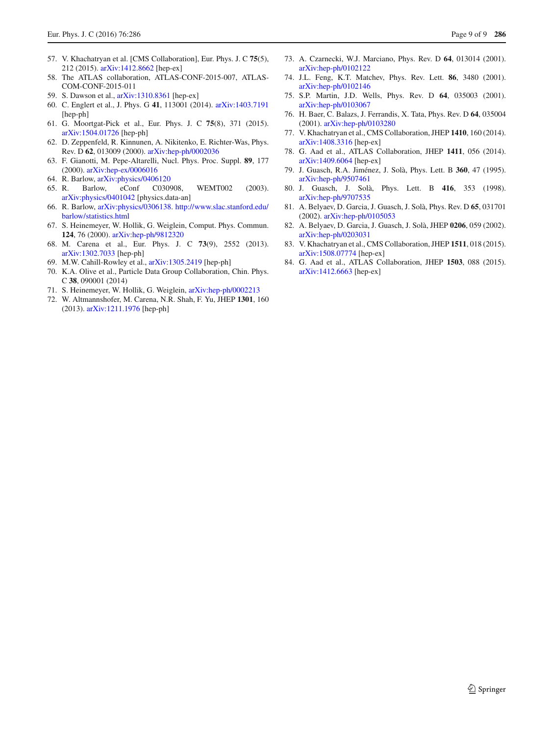57. V. Khachatryan et al. [CMS Collaboration], Eur. Phys. J. C **75**(5), 212 (2015). arXiv:1412.8662 [hep-ex]
58. The ATLAS collaboration, ATLAS-CONF-2015-007, ATLAS-COM-CONF-2015-011
59. S. Dawson et al., arXiv:1310.8361 [hep-ex]
60. C. Englert et al., J. Phys. G **41**, 113001 (2014). arXiv:1403.7191 [hep-ph]
61. G. Moortgat-Pick et al., Eur. Phys. J. C **75**(8), 371 (2015). arXiv:1504.01726 [hep-ph]
62. D. Zeppenfeld, R. Kinnunen, A. Nikitenko, E. Richter-Was, Phys. Rev. D **62**, 013009 (2000). arXiv:hep-ph/0002036
63. F. Gianotti, M. Pepe-Altarelli, Nucl. Phys. Proc. Suppl. **89**, 177 (2000). arXiv:hep-ex/0006016
64. R. Barlow, arXiv:physics/0406120
65. R. Barlow, eConf C030908, WEMT002 (2003). arXiv:physics/0401042 [physics.data-an]
66. R. Barlow, arXiv:physics/0306138. http://www.slac.stanford.edu/barlow/statistics.html
67. S. Heinemeyer, W. Hollik, G. Weiglein, Comput. Phys. Commun. **124**, 76 (2000). arXiv:hep-ph/9812320
68. M. Carena et al., Eur. Phys. J. C **73**(9), 2552 (2013). arXiv:1302.7033 [hep-ph]
69. M.W. Cahill-Rowley et al., arXiv:1305.2419 [hep-ph]
70. K.A. Olive et al., Particle Data Group Collaboration, Chin. Phys. C **38**, 090001 (2014)
71. S. Heinemeyer, W. Hollik, G. Weiglein, arXiv:hep-ph/0002213
72. W. Altmannshofer, M. Carena, N.R. Shah, F. Yu, JHEP **1301**, 160 (2013). arXiv:1211.1976 [hep-ph]
73. A. Czarnecki, W.J. Marciano, Phys. Rev. D **64**, 013014 (2001). arXiv:hep-ph/0102122
74. J.L. Feng, K.T. Matchev, Phys. Rev. Lett. **86**, 3480 (2001). arXiv:hep-ph/0102146
75. S.P. Martin, J.D. Wells, Phys. Rev. D **64**, 035003 (2001). arXiv:hep-ph/0103067
76. H. Baer, C. Balazs, J. Ferrandis, X. Tata, Phys. Rev. D **64**, 035004 (2001). arXiv:hep-ph/0103280
77. V. Khachatryan et al., CMS Collaboration, JHEP **1410**, 160 (2014). arXiv:1408.3316 [hep-ex]
78. G. Aad et al., ATLAS Collaboration, JHEP **1411**, 056 (2014). arXiv:1409.6064 [hep-ex]
79. J. Guasch, R.A. Jiménez, J. Solà, Phys. Lett. B **360**, 47 (1995). arXiv:hep-ph/9507461
80. J. Guasch, J. Solà, Phys. Lett. B **416**, 353 (1998). arXiv:hep-ph/9707535
81. A. Belyaev, D. Garcia, J. Guasch, J. Solà, Phys. Rev. D **65**, 031701 (2002). arXiv:hep-ph/0105053
82. A. Belyaev, D. Garcia, J. Guasch, J. Solà, JHEP **0206**, 059 (2002). arXiv:hep-ph/0203031
83. V. Khachatryan et al., CMS Collaboration, JHEP **1511**, 018 (2015). arXiv:1508.07774 [hep-ex]
84. G. Aad et al., ATLAS Collaboration, JHEP **1503**, 088 (2015). arXiv:1412.6663 [hep-ex]